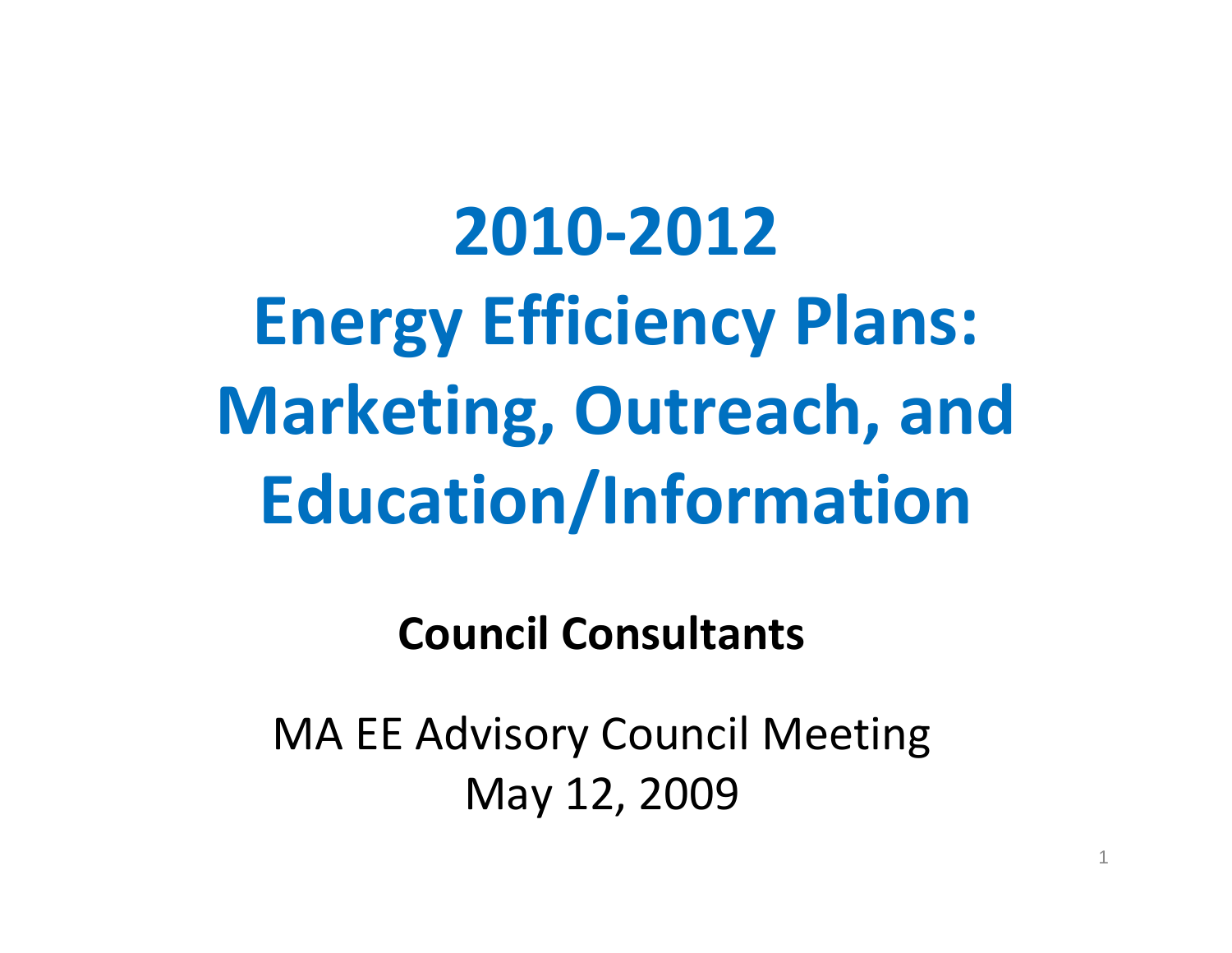# 2010-2012 Energy Efficiency Plans: Marketing, Outreach, and Education/Information

**Council Consultants**

MA EE Advisory Council Meeting
May 12, 2009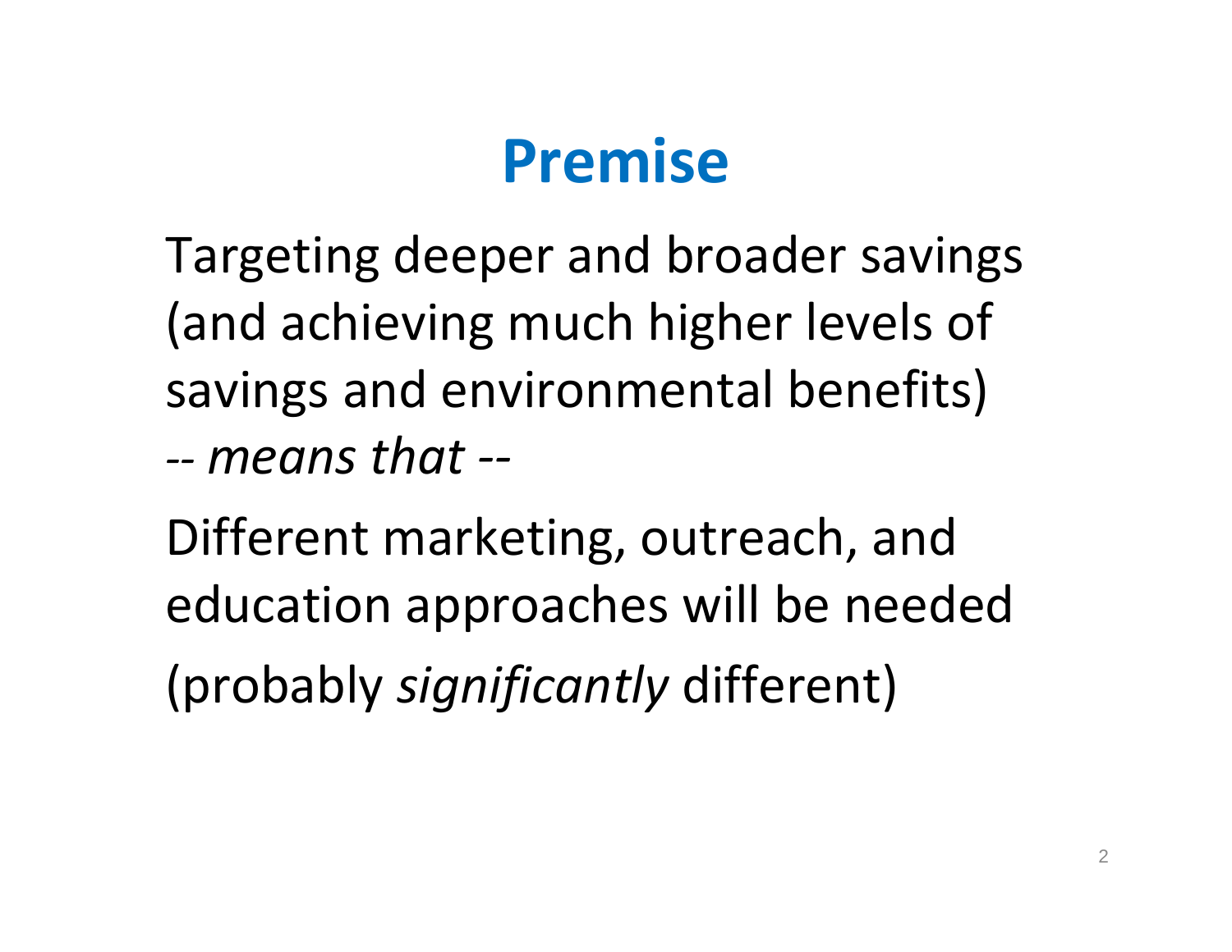# Premise

Targeting deeper and broader savings (and achieving much higher levels of savings and environmental benefits)

*-- means that --*

Different marketing, outreach, and education approaches will be needed (probably *significantly* different)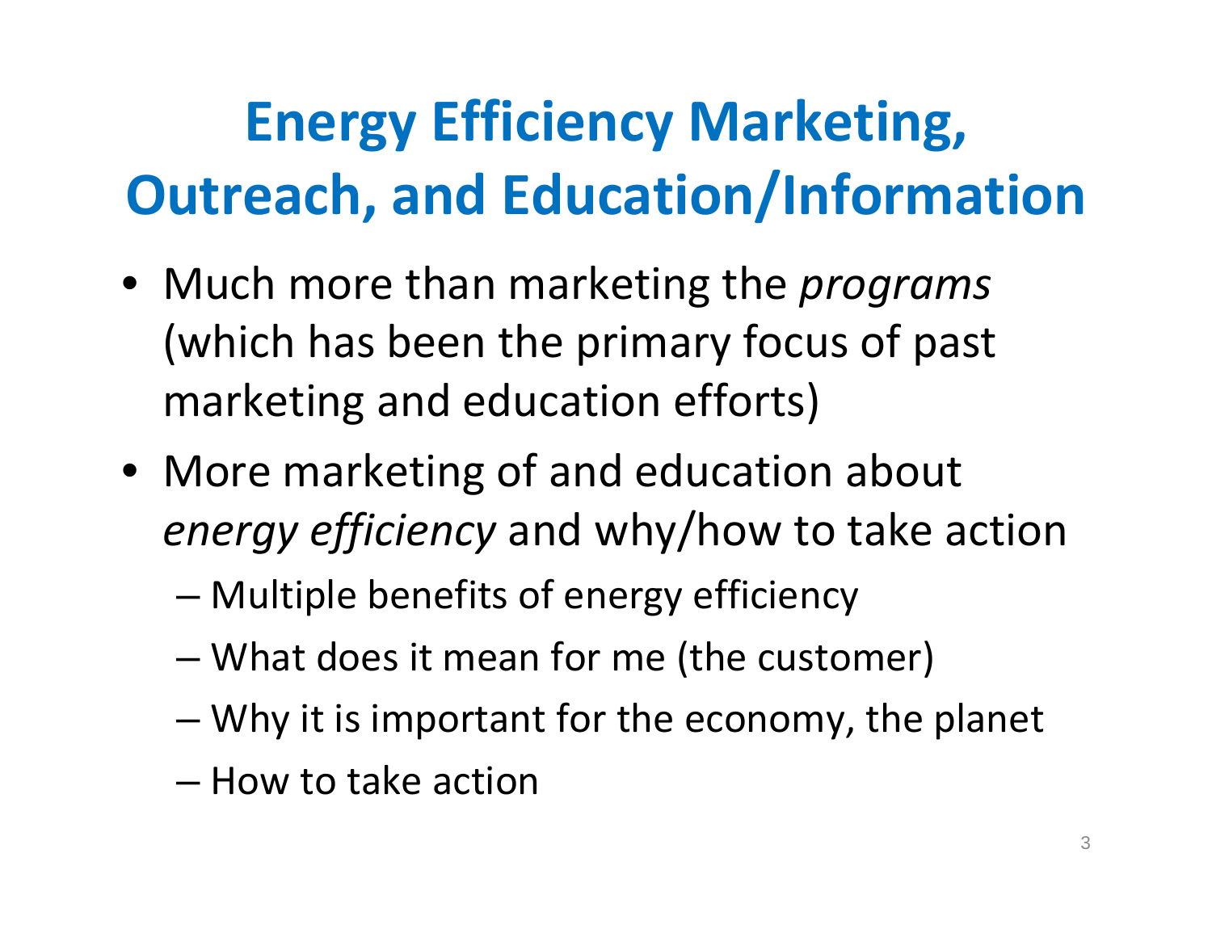# Energy Efficiency Marketing, Outreach, and Education/Information

- Much more than marketing the *programs* (which has been the primary focus of past marketing and education efforts)
- More marketing of and education about *energy efficiency* and why/how to take action
  - Multiple benefits of energy efficiency
  - What does it mean for me (the customer)
  - Why it is important for the economy, the planet
  - How to take action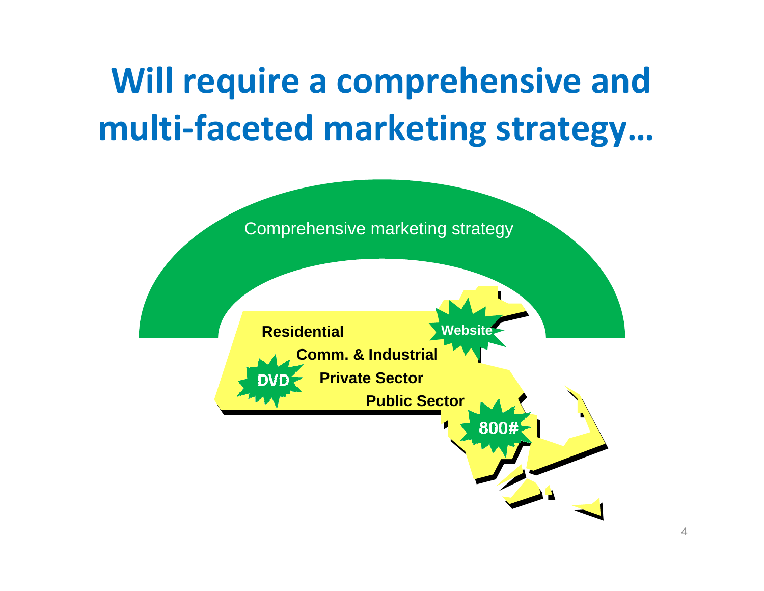# Will require a comprehensive and multi-faceted marketing strategy…

Comprehensive marketing strategy

**Residential**

**Comm. & Industrial**

**Private Sector**

**Public Sector**

**Website**

**DVD**

**800#**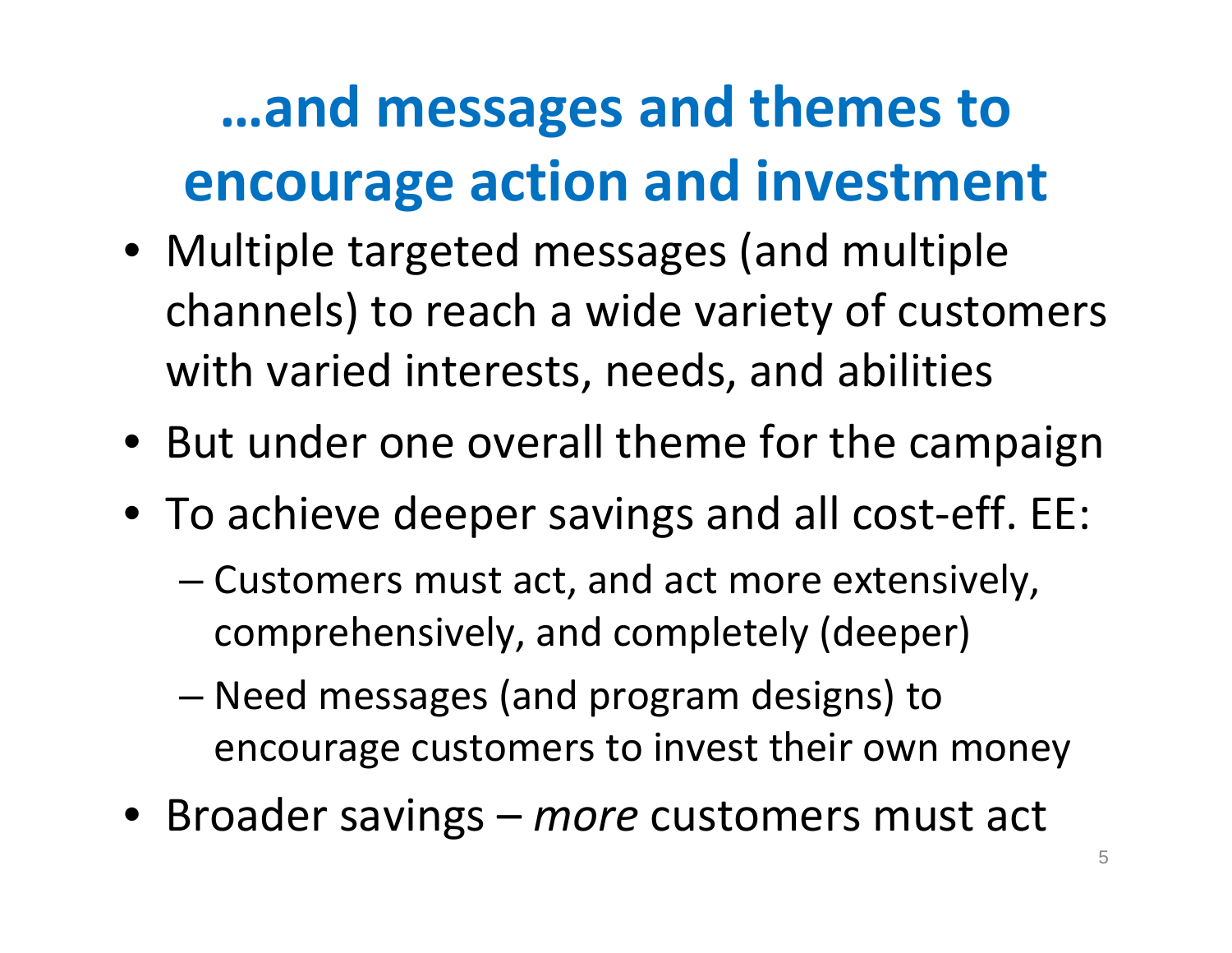# …and messages and themes to encourage action and investment

- Multiple targeted messages (and multiple channels) to reach a wide variety of customers with varied interests, needs, and abilities
- But under one overall theme for the campaign
- To achieve deeper savings and all cost-eff. EE:
  - Customers must act, and act more extensively, comprehensively, and completely (deeper)
  - Need messages (and program designs) to encourage customers to invest their own money
- Broader savings – *more* customers must act